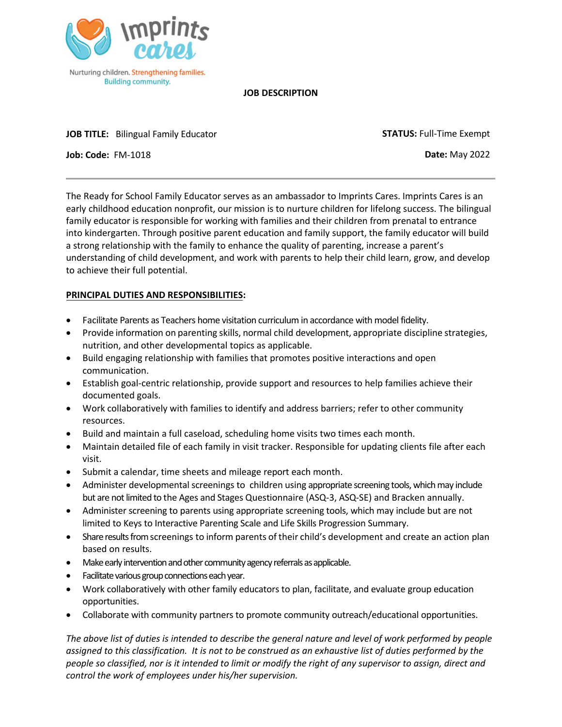Imprints cares

Nurturing children. Strengthening families. Building community.

**JOB DESCRIPTION**

**JOB TITLE:** Bilingual Family Educator

**STATUS:** Full-Time Exempt

**Job: Code:** FM-1018

**Date:** May 2022

---

The Ready for School Family Educator serves as an ambassador to Imprints Cares. Imprints Cares is an early childhood education nonprofit, our mission is to nurture children for lifelong success. The bilingual family educator is responsible for working with families and their children from prenatal to entrance into kindergarten. Through positive parent education and family support, the family educator will build a strong relationship with the family to enhance the quality of parenting, increase a parent's understanding of child development, and work with parents to help their child learn, grow, and develop to achieve their full potential.

**PRINCIPAL DUTIES AND RESPONSIBILITIES:**

- Facilitate Parents as Teachers home visitation curriculum in accordance with model fidelity.
- Provide information on parenting skills, normal child development, appropriate discipline strategies, nutrition, and other developmental topics as applicable.
- Build engaging relationship with families that promotes positive interactions and open communication.
- Establish goal-centric relationship, provide support and resources to help families achieve their documented goals.
- Work collaboratively with families to identify and address barriers; refer to other community resources.
- Build and maintain a full caseload, scheduling home visits two times each month.
- Maintain detailed file of each family in visit tracker. Responsible for updating clients file after each visit.
- Submit a calendar, time sheets and mileage report each month.
- Administer developmental screenings to children using appropriate screening tools, which may include but are not limited to the Ages and Stages Questionnaire (ASQ-3, ASQ-SE) and Bracken annually.
- Administer screening to parents using appropriate screening tools, which may include but are not limited to Keys to Interactive Parenting Scale and Life Skills Progression Summary.
- Share results from screenings to inform parents of their child's development and create an action plan based on results.
- Make early intervention and other community agency referrals as applicable.
- Facilitate various group connections each year.
- Work collaboratively with other family educators to plan, facilitate, and evaluate group education opportunities.
- Collaborate with community partners to promote community outreach/educational opportunities.

*The above list of duties is intended to describe the general nature and level of work performed by people assigned to this classification. It is not to be construed as an exhaustive list of duties performed by the people so classified, nor is it intended to limit or modify the right of any supervisor to assign, direct and control the work of employees under his/her supervision.*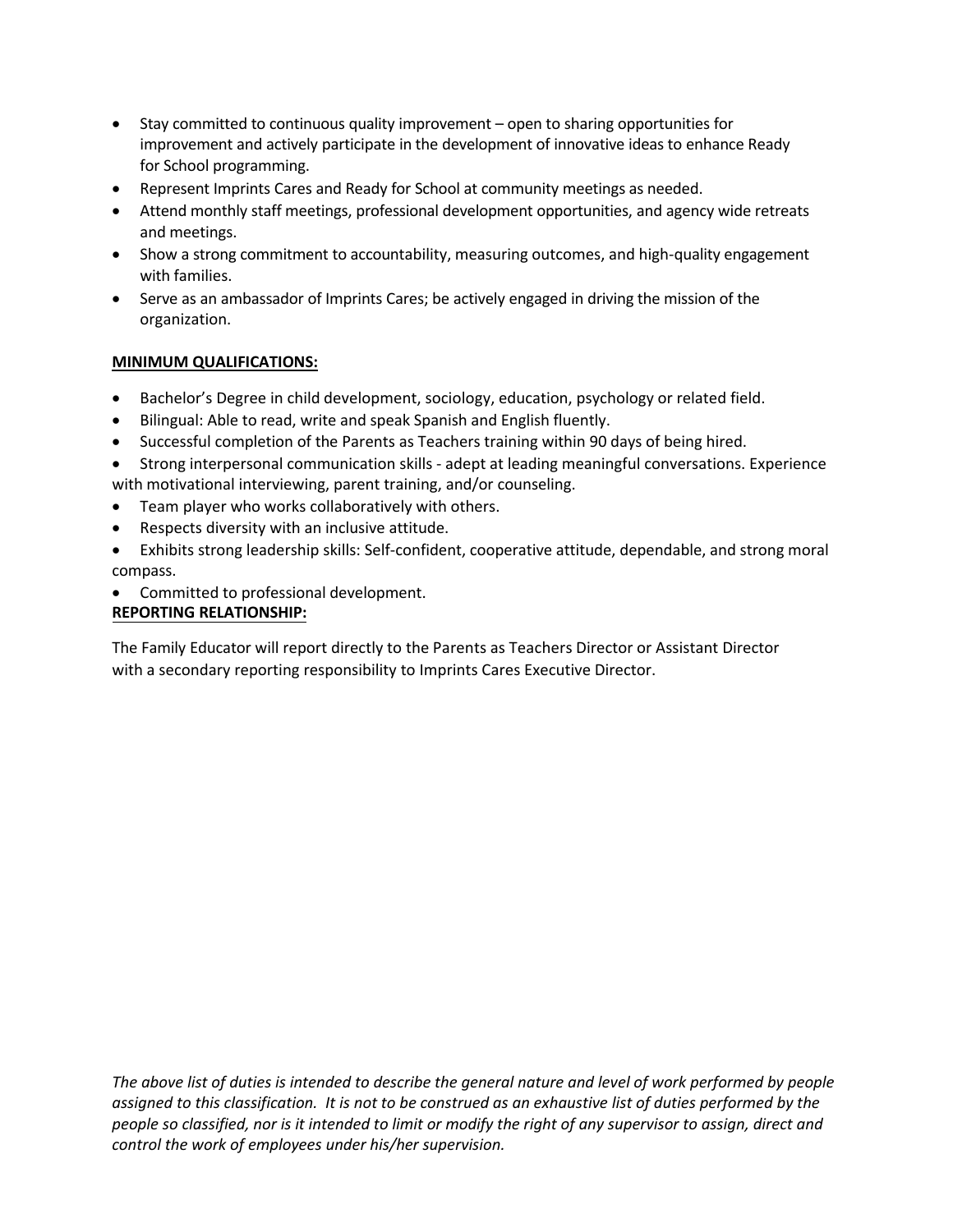- Stay committed to continuous quality improvement – open to sharing opportunities for improvement and actively participate in the development of innovative ideas to enhance Ready for School programming.
- Represent Imprints Cares and Ready for School at community meetings as needed.
- Attend monthly staff meetings, professional development opportunities, and agency wide retreats and meetings.
- Show a strong commitment to accountability, measuring outcomes, and high-quality engagement with families.
- Serve as an ambassador of Imprints Cares; be actively engaged in driving the mission of the organization.

**MINIMUM QUALIFICATIONS:**

- Bachelor's Degree in child development, sociology, education, psychology or related field.
- Bilingual: Able to read, write and speak Spanish and English fluently.
- Successful completion of the Parents as Teachers training within 90 days of being hired.
- Strong interpersonal communication skills - adept at leading meaningful conversations. Experience with motivational interviewing, parent training, and/or counseling.
- Team player who works collaboratively with others.
- Respects diversity with an inclusive attitude.
- Exhibits strong leadership skills: Self-confident, cooperative attitude, dependable, and strong moral compass.
- Committed to professional development.

**REPORTING RELATIONSHIP:**

The Family Educator will report directly to the Parents as Teachers Director or Assistant Director with a secondary reporting responsibility to Imprints Cares Executive Director.

*The above list of duties is intended to describe the general nature and level of work performed by people assigned to this classification. It is not to be construed as an exhaustive list of duties performed by the people so classified, nor is it intended to limit or modify the right of any supervisor to assign, direct and control the work of employees under his/her supervision.*